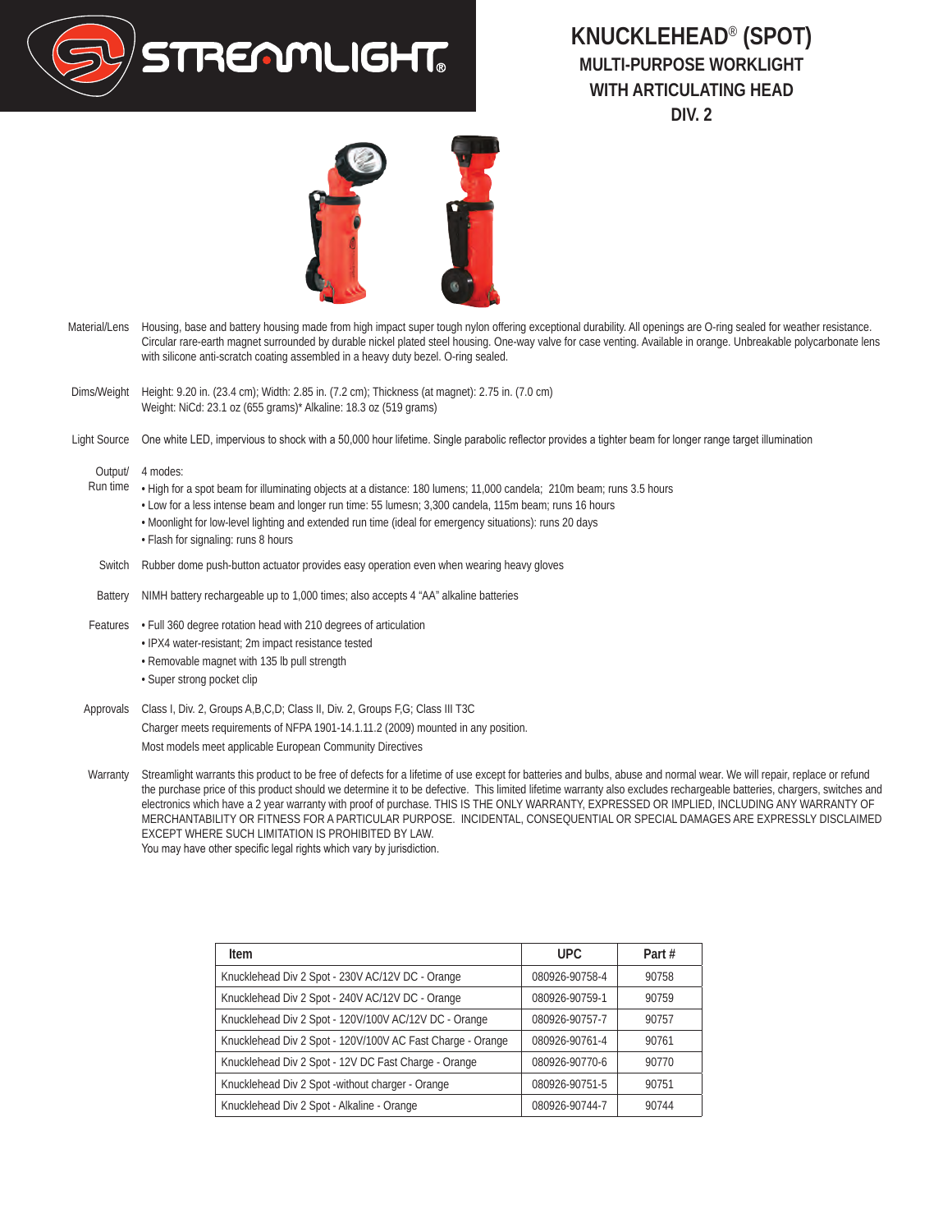# KNUCKLEHEAD® (SPOT)

## MULTI-PURPOSE WORKLIGHT WITH ARTICULATING HEAD DIV. 2

**Material/Lens** Housing, base and battery housing made from high impact super tough nylon offering exceptional durability. All openings are O-ring sealed for weather resistance. Circular rare-earth magnet surrounded by durable nickel plated steel housing. One-way valve for case venting. Available in orange. Unbreakable polycarbonate lens with silicone anti-scratch coating assembled in a heavy duty bezel. O-ring sealed.

**Dims/Weight** Height: 9.20 in. (23.4 cm); Width: 2.85 in. (7.2 cm); Thickness (at magnet): 2.75 in. (7.0 cm)
Weight: NiCd: 23.1 oz (655 grams)* Alkaline: 18.3 oz (519 grams)

**Light Source** One white LED, impervious to shock with a 50,000 hour lifetime. Single parabolic reflector provides a tighter beam for longer range target illumination

**Output/ Run time** 4 modes:

- High for a spot beam for illuminating objects at a distance: 180 lumens; 11,000 candela; 210m beam; runs 3.5 hours
- Low for a less intense beam and longer run time: 55 lumesn; 3,300 candela, 115m beam; runs 16 hours
- Moonlight for low-level lighting and extended run time (ideal for emergency situations): runs 20 days
- Flash for signaling: runs 8 hours

**Switch** Rubber dome push-button actuator provides easy operation even when wearing heavy gloves

**Battery** NIMH battery rechargeable up to 1,000 times; also accepts 4 "AA" alkaline batteries

**Features**

- Full 360 degree rotation head with 210 degrees of articulation
- IPX4 water-resistant; 2m impact resistance tested
- Removable magnet with 135 lb pull strength
- Super strong pocket clip

**Approvals** Class I, Div. 2, Groups A,B,C,D; Class II, Div. 2, Groups F,G; Class III T3C
Charger meets requirements of NFPA 1901-14.1.11.2 (2009) mounted in any position.
Most models meet applicable European Community Directives

**Warranty** Streamlight warrants this product to be free of defects for a lifetime of use except for batteries and bulbs, abuse and normal wear. We will repair, replace or refund the purchase price of this product should we determine it to be defective. This limited lifetime warranty also excludes rechargeable batteries, chargers, switches and electronics which have a 2 year warranty with proof of purchase. THIS IS THE ONLY WARRANTY, EXPRESSED OR IMPLIED, INCLUDING ANY WARRANTY OF MERCHANTABILITY OR FITNESS FOR A PARTICULAR PURPOSE. INCIDENTAL, CONSEQUENTIAL OR SPECIAL DAMAGES ARE EXPRESSLY DISCLAIMED EXCEPT WHERE SUCH LIMITATION IS PROHIBITED BY LAW.
You may have other specific legal rights which vary by jurisdiction.

| Item | UPC | Part # |
|---|---|---|
| Knucklehead Div 2 Spot - 230V AC/12V DC - Orange | 080926-90758-4 | 90758 |
| Knucklehead Div 2 Spot - 240V AC/12V DC - Orange | 080926-90759-1 | 90759 |
| Knucklehead Div 2 Spot - 120V/100V AC/12V DC - Orange | 080926-90757-7 | 90757 |
| Knucklehead Div 2 Spot - 120V/100V AC Fast Charge - Orange | 080926-90761-4 | 90761 |
| Knucklehead Div 2 Spot - 12V DC Fast Charge - Orange | 080926-90770-6 | 90770 |
| Knucklehead Div 2 Spot -without charger - Orange | 080926-90751-5 | 90751 |
| Knucklehead Div 2 Spot - Alkaline - Orange | 080926-90744-7 | 90744 |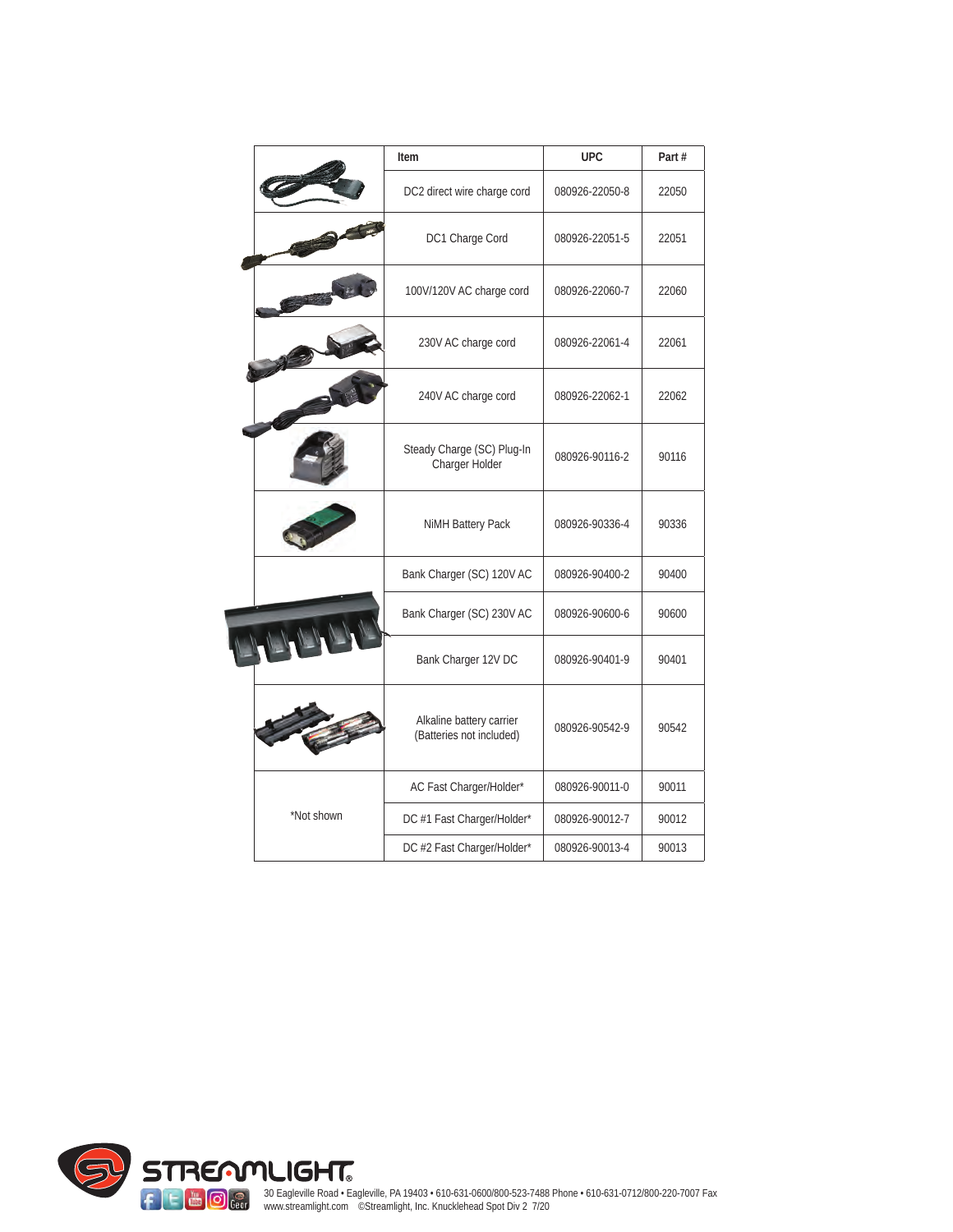| | Item | UPC | Part # |
|---|---|---|---|
| | DC2 direct wire charge cord | 080926-22050-8 | 22050 |
| | DC1 Charge Cord | 080926-22051-5 | 22051 |
| | 100V/120V AC charge cord | 080926-22060-7 | 22060 |
| | 230V AC charge cord | 080926-22061-4 | 22061 |
| | 240V AC charge cord | 080926-22062-1 | 22062 |
| | Steady Charge (SC) Plug-In Charger Holder | 080926-90116-2 | 90116 |
| | NiMH Battery Pack | 080926-90336-4 | 90336 |
| | Bank Charger (SC) 120V AC | 080926-90400-2 | 90400 |
| | Bank Charger (SC) 230V AC | 080926-90600-6 | 90600 |
| | Bank Charger 12V DC | 080926-90401-9 | 90401 |
| | Alkaline battery carrier (Batteries not included) | 080926-90542-9 | 90542 |
| *Not shown | AC Fast Charger/Holder* | 080926-90011-0 | 90011 |
| | DC #1 Fast Charger/Holder* | 080926-90012-7 | 90012 |
| | DC #2 Fast Charger/Holder* | 080926-90013-4 | 90013 |

STREAMLIGHT®

30 Eagleville Road • Eagleville, PA 19403 • 610-631-0600/800-523-7488 Phone • 610-631-0712/800-220-7007 Fax
www.streamlight.com ©Streamlight, Inc. Knucklehead Spot Div 2 7/20